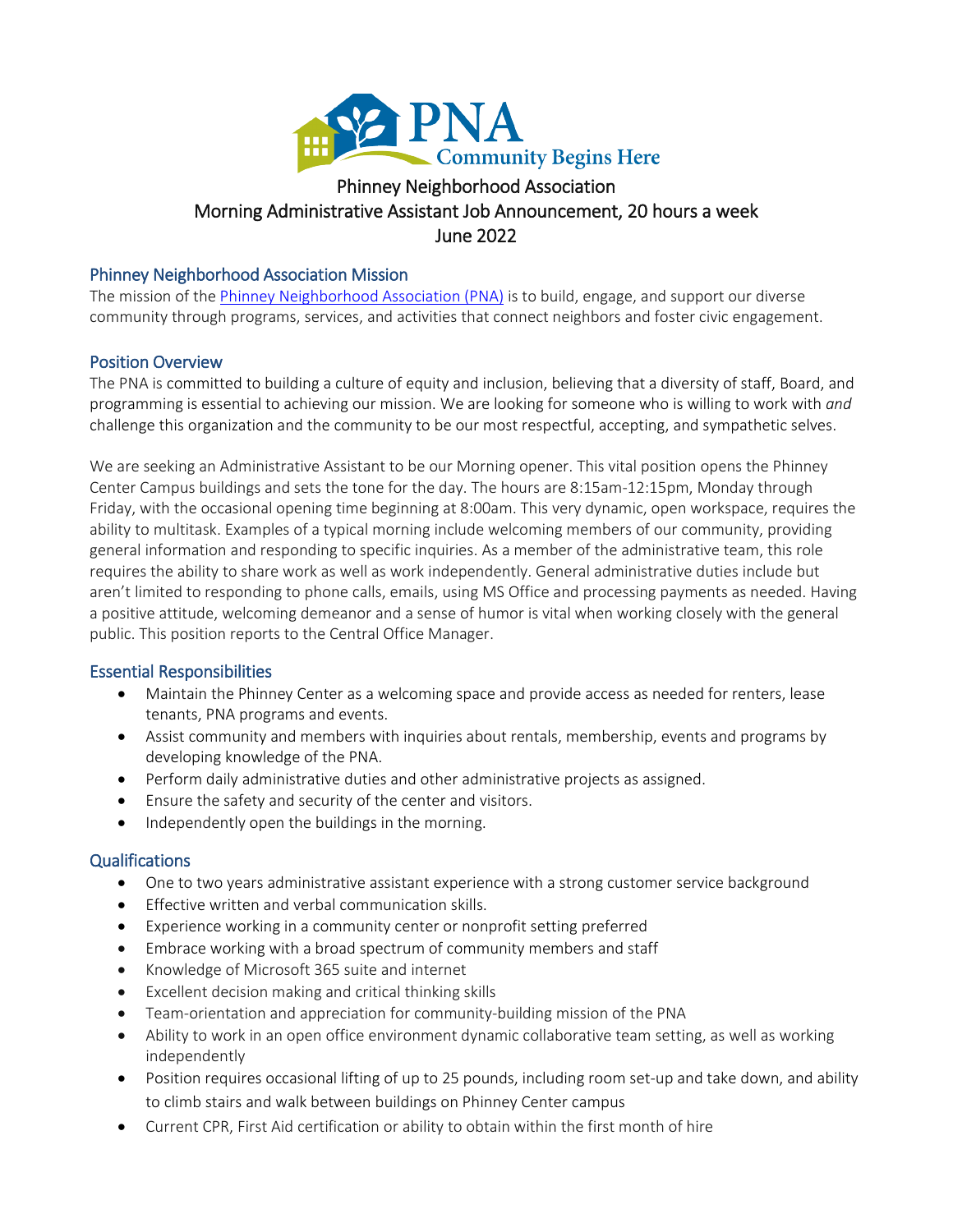# Phinney Neighborhood Association
# Morning Administrative Assistant Job Announcement, 20 hours a week
# June 2022

## Phinney Neighborhood Association Mission

The mission of the [Phinney Neighborhood Association (PNA)]() is to build, engage, and support our diverse community through programs, services, and activities that connect neighbors and foster civic engagement.

## Position Overview

The PNA is committed to building a culture of equity and inclusion, believing that a diversity of staff, Board, and programming is essential to achieving our mission. We are looking for someone who is willing to work with *and* challenge this organization and the community to be our most respectful, accepting, and sympathetic selves.

We are seeking an Administrative Assistant to be our Morning opener. This vital position opens the Phinney Center Campus buildings and sets the tone for the day. The hours are 8:15am-12:15pm, Monday through Friday, with the occasional opening time beginning at 8:00am. This very dynamic, open workspace, requires the ability to multitask. Examples of a typical morning include welcoming members of our community, providing general information and responding to specific inquiries. As a member of the administrative team, this role requires the ability to share work as well as work independently. General administrative duties include but aren't limited to responding to phone calls, emails, using MS Office and processing payments as needed. Having a positive attitude, welcoming demeanor and a sense of humor is vital when working closely with the general public. This position reports to the Central Office Manager.

## Essential Responsibilities

- Maintain the Phinney Center as a welcoming space and provide access as needed for renters, lease tenants, PNA programs and events.
- Assist community and members with inquiries about rentals, membership, events and programs by developing knowledge of the PNA.
- Perform daily administrative duties and other administrative projects as assigned.
- Ensure the safety and security of the center and visitors.
- Independently open the buildings in the morning.

## Qualifications

- One to two years administrative assistant experience with a strong customer service background
- Effective written and verbal communication skills.
- Experience working in a community center or nonprofit setting preferred
- Embrace working with a broad spectrum of community members and staff
- Knowledge of Microsoft 365 suite and internet
- Excellent decision making and critical thinking skills
- Team-orientation and appreciation for community-building mission of the PNA
- Ability to work in an open office environment dynamic collaborative team setting, as well as working independently
- Position requires occasional lifting of up to 25 pounds, including room set-up and take down, and ability to climb stairs and walk between buildings on Phinney Center campus
- Current CPR, First Aid certification or ability to obtain within the first month of hire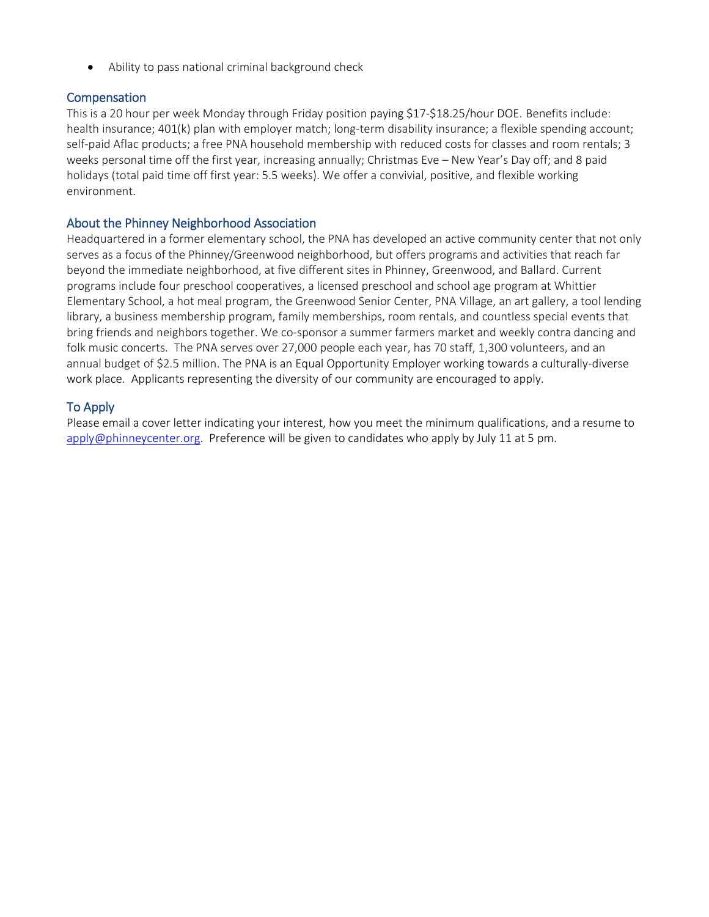- Ability to pass national criminal background check

## Compensation

This is a 20 hour per week Monday through Friday position paying $17-$18.25/hour DOE. Benefits include: health insurance; 401(k) plan with employer match; long-term disability insurance; a flexible spending account; self-paid Aflac products; a free PNA household membership with reduced costs for classes and room rentals; 3 weeks personal time off the first year, increasing annually; Christmas Eve – New Year's Day off; and 8 paid holidays (total paid time off first year: 5.5 weeks). We offer a convivial, positive, and flexible working environment.

## About the Phinney Neighborhood Association

Headquartered in a former elementary school, the PNA has developed an active community center that not only serves as a focus of the Phinney/Greenwood neighborhood, but offers programs and activities that reach far beyond the immediate neighborhood, at five different sites in Phinney, Greenwood, and Ballard. Current programs include four preschool cooperatives, a licensed preschool and school age program at Whittier Elementary School, a hot meal program, the Greenwood Senior Center, PNA Village, an art gallery, a tool lending library, a business membership program, family memberships, room rentals, and countless special events that bring friends and neighbors together. We co-sponsor a summer farmers market and weekly contra dancing and folk music concerts. The PNA serves over 27,000 people each year, has 70 staff, 1,300 volunteers, and an annual budget of $2.5 million. The PNA is an Equal Opportunity Employer working towards a culturally-diverse work place. Applicants representing the diversity of our community are encouraged to apply.

## To Apply

Please email a cover letter indicating your interest, how you meet the minimum qualifications, and a resume to apply@phinneycenter.org. Preference will be given to candidates who apply by July 11 at 5 pm.